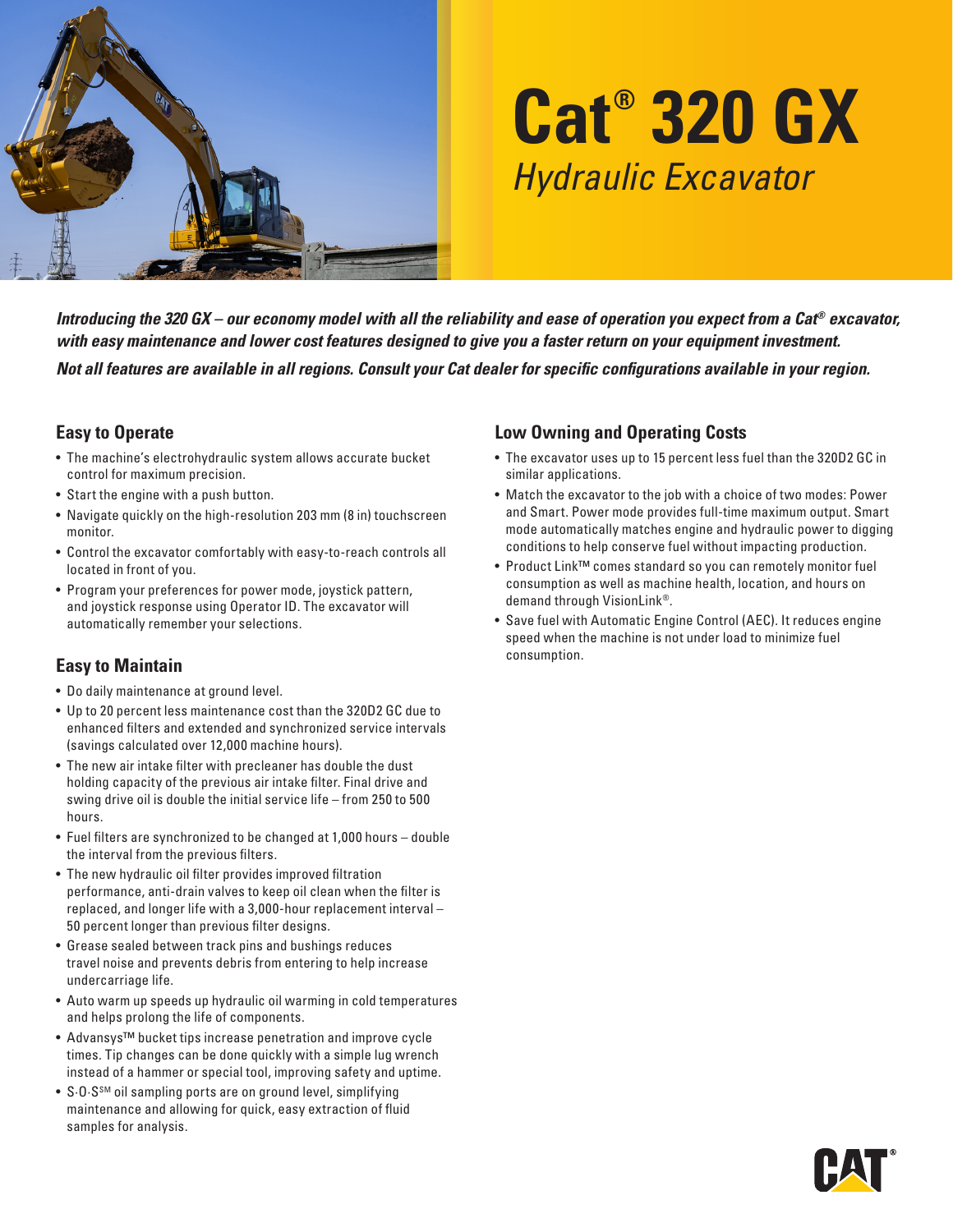# Cat® 320 GX

*Hydraulic Excavator*

***Introducing the 320 GX – our economy model with all the reliability and ease of operation you expect from a Cat® excavator, with easy maintenance and lower cost features designed to give you a faster return on your equipment investment.***

***Not all features are available in all regions. Consult your Cat dealer for specific configurations available in your region.***

## Easy to Operate

- The machine's electrohydraulic system allows accurate bucket control for maximum precision.
- Start the engine with a push button.
- Navigate quickly on the high-resolution 203 mm (8 in) touchscreen monitor.
- Control the excavator comfortably with easy-to-reach controls all located in front of you.
- Program your preferences for power mode, joystick pattern, and joystick response using Operator ID. The excavator will automatically remember your selections.

## Easy to Maintain

- Do daily maintenance at ground level.
- Up to 20 percent less maintenance cost than the 320D2 GC due to enhanced filters and extended and synchronized service intervals (savings calculated over 12,000 machine hours).
- The new air intake filter with precleaner has double the dust holding capacity of the previous air intake filter. Final drive and swing drive oil is double the initial service life – from 250 to 500 hours.
- Fuel filters are synchronized to be changed at 1,000 hours – double the interval from the previous filters.
- The new hydraulic oil filter provides improved filtration performance, anti-drain valves to keep oil clean when the filter is replaced, and longer life with a 3,000-hour replacement interval – 50 percent longer than previous filter designs.
- Grease sealed between track pins and bushings reduces travel noise and prevents debris from entering to help increase undercarriage life.
- Auto warm up speeds up hydraulic oil warming in cold temperatures and helps prolong the life of components.
- Advansys™ bucket tips increase penetration and improve cycle times. Tip changes can be done quickly with a simple lug wrench instead of a hammer or special tool, improving safety and uptime.
- S·O·S℠ oil sampling ports are on ground level, simplifying maintenance and allowing for quick, easy extraction of fluid samples for analysis.

## Low Owning and Operating Costs

- The excavator uses up to 15 percent less fuel than the 320D2 GC in similar applications.
- Match the excavator to the job with a choice of two modes: Power and Smart. Power mode provides full-time maximum output. Smart mode automatically matches engine and hydraulic power to digging conditions to help conserve fuel without impacting production.
- Product Link™ comes standard so you can remotely monitor fuel consumption as well as machine health, location, and hours on demand through VisionLink®.
- Save fuel with Automatic Engine Control (AEC). It reduces engine speed when the machine is not under load to minimize fuel consumption.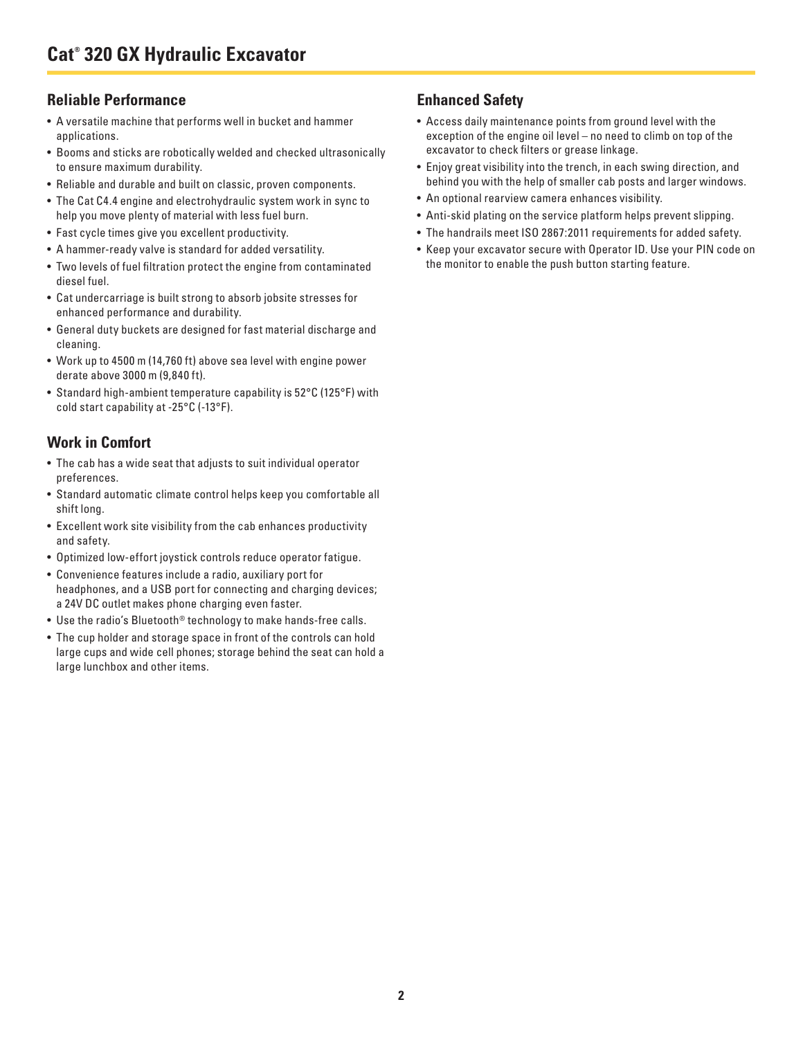# Cat® 320 GX Hydraulic Excavator

## Reliable Performance

- A versatile machine that performs well in bucket and hammer applications.
- Booms and sticks are robotically welded and checked ultrasonically to ensure maximum durability.
- Reliable and durable and built on classic, proven components.
- The Cat C4.4 engine and electrohydraulic system work in sync to help you move plenty of material with less fuel burn.
- Fast cycle times give you excellent productivity.
- A hammer-ready valve is standard for added versatility.
- Two levels of fuel filtration protect the engine from contaminated diesel fuel.
- Cat undercarriage is built strong to absorb jobsite stresses for enhanced performance and durability.
- General duty buckets are designed for fast material discharge and cleaning.
- Work up to 4500 m (14,760 ft) above sea level with engine power derate above 3000 m (9,840 ft).
- Standard high-ambient temperature capability is 52°C (125°F) with cold start capability at -25°C (-13°F).

## Work in Comfort

- The cab has a wide seat that adjusts to suit individual operator preferences.
- Standard automatic climate control helps keep you comfortable all shift long.
- Excellent work site visibility from the cab enhances productivity and safety.
- Optimized low-effort joystick controls reduce operator fatigue.
- Convenience features include a radio, auxiliary port for headphones, and a USB port for connecting and charging devices; a 24V DC outlet makes phone charging even faster.
- Use the radio's Bluetooth® technology to make hands-free calls.
- The cup holder and storage space in front of the controls can hold large cups and wide cell phones; storage behind the seat can hold a large lunchbox and other items.

## Enhanced Safety

- Access daily maintenance points from ground level with the exception of the engine oil level – no need to climb on top of the excavator to check filters or grease linkage.
- Enjoy great visibility into the trench, in each swing direction, and behind you with the help of smaller cab posts and larger windows.
- An optional rearview camera enhances visibility.
- Anti-skid plating on the service platform helps prevent slipping.
- The handrails meet ISO 2867:2011 requirements for added safety.
- Keep your excavator secure with Operator ID. Use your PIN code on the monitor to enable the push button starting feature.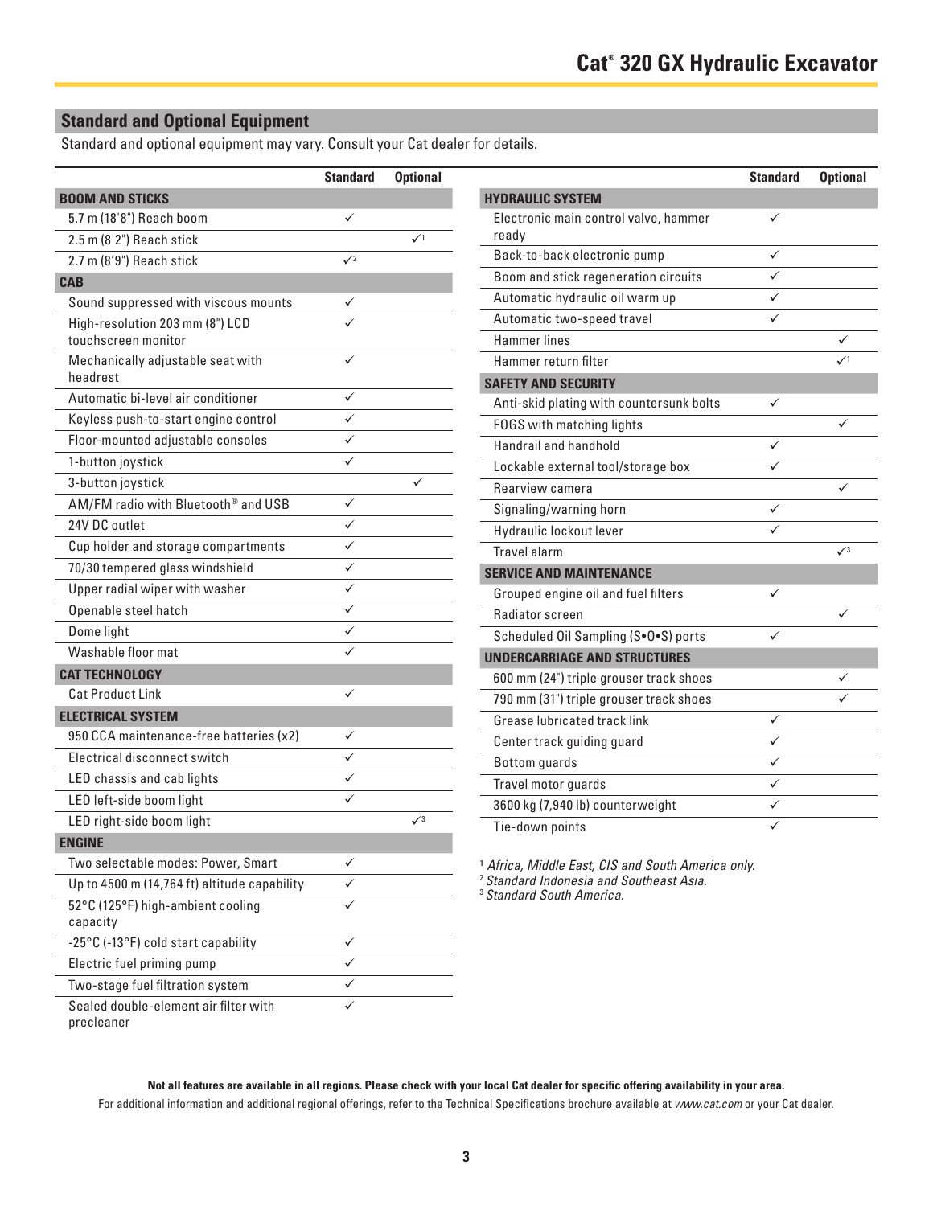## Standard and Optional Equipment

Standard and optional equipment may vary. Consult your Cat dealer for details.

| | Standard | Optional |
|---|---|---|
| **BOOM AND STICKS** | | |
| 5.7 m (18'8") Reach boom | ✓ | |
| 2.5 m (8'2") Reach stick | | ✓[1] |
| 2.7 m (8'9") Reach stick | ✓[2] | |
| **CAB** | | |
| Sound suppressed with viscous mounts | ✓ | |
| High-resolution 203 mm (8") LCD touchscreen monitor | ✓ | |
| Mechanically adjustable seat with headrest | ✓ | |
| Automatic bi-level air conditioner | ✓ | |
| Keyless push-to-start engine control | ✓ | |
| Floor-mounted adjustable consoles | ✓ | |
| 1-button joystick | ✓ | |
| 3-button joystick | | ✓ |
| AM/FM radio with Bluetooth® and USB | ✓ | |
| 24V DC outlet | ✓ | |
| Cup holder and storage compartments | ✓ | |
| 70/30 tempered glass windshield | ✓ | |
| Upper radial wiper with washer | ✓ | |
| Openable steel hatch | ✓ | |
| Dome light | ✓ | |
| Washable floor mat | ✓ | |
| **CAT TECHNOLOGY** | | |
| Cat Product Link | ✓ | |
| **ELECTRICAL SYSTEM** | | |
| 950 CCA maintenance-free batteries (x2) | ✓ | |
| Electrical disconnect switch | ✓ | |
| LED chassis and cab lights | ✓ | |
| LED left-side boom light | ✓ | |
| LED right-side boom light | | ✓[3] |
| **ENGINE** | | |
| Two selectable modes: Power, Smart | ✓ | |
| Up to 4500 m (14,764 ft) altitude capability | ✓ | |
| 52°C (125°F) high-ambient cooling capacity | ✓ | |
| -25°C (-13°F) cold start capability | ✓ | |
| Electric fuel priming pump | ✓ | |
| Two-stage fuel filtration system | ✓ | |
| Sealed double-element air filter with precleaner | ✓ | |

| | Standard | Optional |
|---|---|---|
| **HYDRAULIC SYSTEM** | | |
| Electronic main control valve, hammer ready | ✓ | |
| Back-to-back electronic pump | ✓ | |
| Boom and stick regeneration circuits | ✓ | |
| Automatic hydraulic oil warm up | ✓ | |
| Automatic two-speed travel | ✓ | |
| Hammer lines | | ✓ |
| Hammer return filter | | ✓[1] |
| **SAFETY AND SECURITY** | | |
| Anti-skid plating with countersunk bolts | ✓ | |
| FOGS with matching lights | | ✓ |
| Handrail and handhold | ✓ | |
| Lockable external tool/storage box | ✓ | |
| Rearview camera | | ✓ |
| Signaling/warning horn | ✓ | |
| Hydraulic lockout lever | ✓ | |
| Travel alarm | | ✓[3] |
| **SERVICE AND MAINTENANCE** | | |
| Grouped engine oil and fuel filters | ✓ | |
| Radiator screen | | ✓ |
| Scheduled Oil Sampling (S•O•S) ports | ✓ | |
| **UNDERCARRIAGE AND STRUCTURES** | | |
| 600 mm (24") triple grouser track shoes | | ✓ |
| 790 mm (31") triple grouser track shoes | | ✓ |
| Grease lubricated track link | ✓ | |
| Center track guiding guard | ✓ | |
| Bottom guards | ✓ | |
| Travel motor guards | ✓ | |
| 3600 kg (7,940 lb) counterweight | ✓ | |
| Tie-down points | ✓ | |

[1] *Africa, Middle East, CIS and South America only.*
[2] *Standard Indonesia and Southeast Asia.*
[3] *Standard South America.*

**Not all features are available in all regions. Please check with your local Cat dealer for specific offering availability in your area.**

For additional information and additional regional offerings, refer to the Technical Specifications brochure available at *www.cat.com* or your Cat dealer.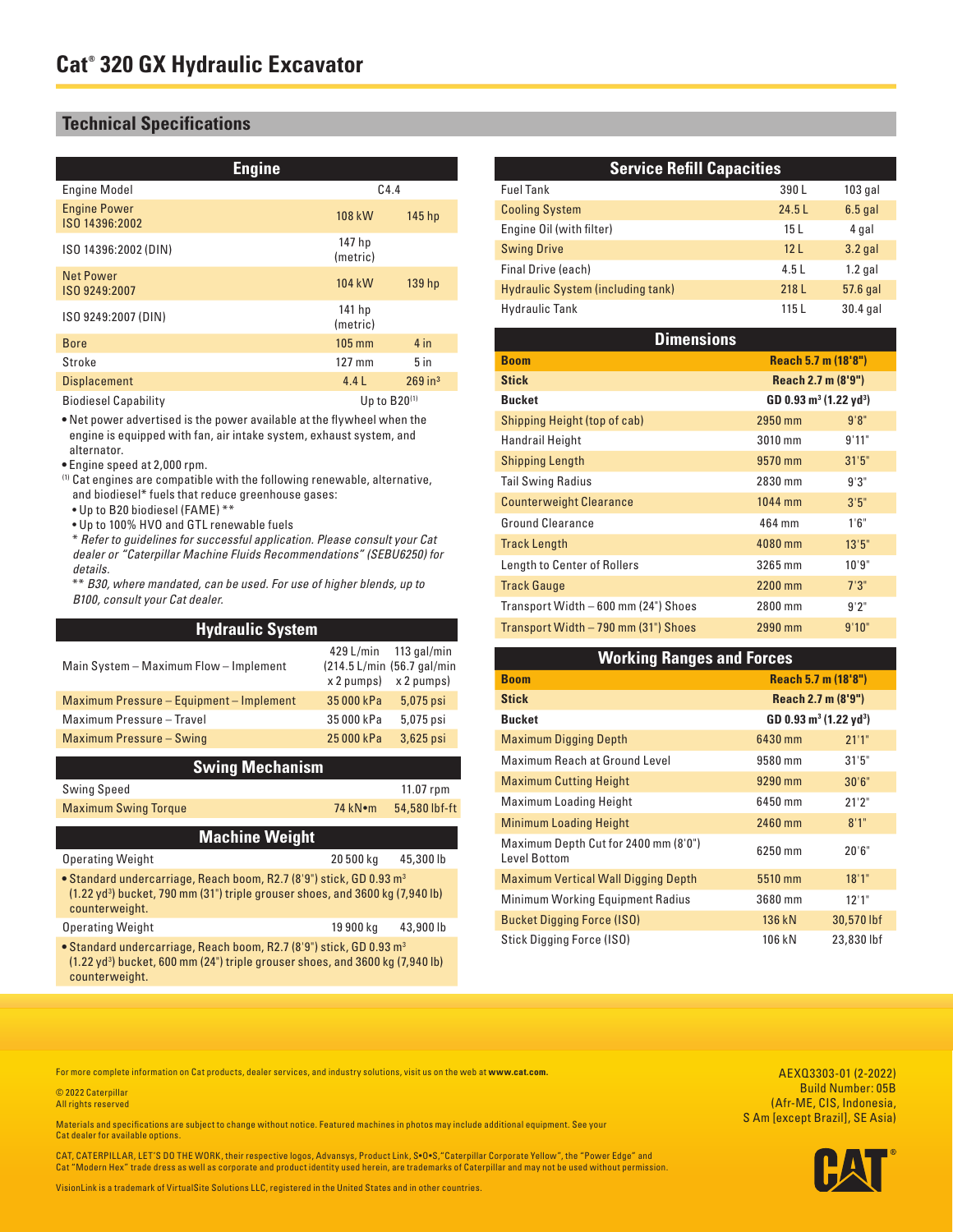# Cat® 320 GX Hydraulic Excavator

## Technical Specifications

| Engine | | |
|---|---|---|
| Engine Model | C4.4 | |
| Engine Power ISO 14396:2002 | 108 kW | 145 hp |
| ISO 14396:2002 (DIN) | 147 hp (metric) | |
| Net Power ISO 9249:2007 | 104 kW | 139 hp |
| ISO 9249:2007 (DIN) | 141 hp (metric) | |
| Bore | 105 mm | 4 in |
| Stroke | 127 mm | 5 in |
| Displacement | 4.4 L | 269 in³ |
| Biodiesel Capability | Up to B20[1] | |

- Net power advertised is the power available at the flywheel when the engine is equipped with fan, air intake system, exhaust system, and alternator.
- Engine speed at 2,000 rpm.

[1] Cat engines are compatible with the following renewable, alternative, and biodiesel* fuels that reduce greenhouse gases:

- Up to B20 biodiesel (FAME) **
- Up to 100% HVO and GTL renewable fuels

*\* Refer to guidelines for successful application. Please consult your Cat dealer or "Caterpillar Machine Fluids Recommendations" (SEBU6250) for details.*

*\*\* B30, where mandated, can be used. For use of higher blends, up to B100, consult your Cat dealer.*

| Hydraulic System | | |
|---|---|---|
| Main System – Maximum Flow – Implement | 429 L/min (214.5 L/min x 2 pumps) | 113 gal/min (56.7 gal/min x 2 pumps) |
| Maximum Pressure – Equipment – Implement | 35 000 kPa | 5,075 psi |
| Maximum Pressure – Travel | 35 000 kPa | 5,075 psi |
| Maximum Pressure – Swing | 25 000 kPa | 3,625 psi |

| Swing Mechanism | | |
|---|---|---|
| Swing Speed | | 11.07 rpm |
| Maximum Swing Torque | 74 kN•m | 54,580 lbf-ft |

| Machine Weight | | |
|---|---|---|
| Operating Weight | 20 500 kg | 45,300 lb |

- Standard undercarriage, Reach boom, R2.7 (8'9") stick, GD 0.93 m³ (1.22 yd³) bucket, 790 mm (31") triple grouser shoes, and 3600 kg (7,940 lb) counterweight.

| | | |
|---|---|---|
| Operating Weight | 19 900 kg | 43,900 lb |

- Standard undercarriage, Reach boom, R2.7 (8'9") stick, GD 0.93 m³ (1.22 yd³) bucket, 600 mm (24") triple grouser shoes, and 3600 kg (7,940 lb) counterweight.

| Service Refill Capacities | | |
|---|---|---|
| Fuel Tank | 390 L | 103 gal |
| Cooling System | 24.5 L | 6.5 gal |
| Engine Oil (with filter) | 15 L | 4 gal |
| Swing Drive | 12 L | 3.2 gal |
| Final Drive (each) | 4.5 L | 1.2 gal |
| Hydraulic System (including tank) | 218 L | 57.6 gal |
| Hydraulic Tank | 115 L | 30.4 gal |

| Dimensions | | |
|---|---|---|
| **Boom** | **Reach 5.7 m (18'8")** | |
| **Stick** | **Reach 2.7 m (8'9")** | |
| **Bucket** | **GD 0.93 m³ (1.22 yd³)** | |
| Shipping Height (top of cab) | 2950 mm | 9'8" |
| Handrail Height | 3010 mm | 9'11" |
| Shipping Length | 9570 mm | 31'5" |
| Tail Swing Radius | 2830 mm | 9'3" |
| Counterweight Clearance | 1044 mm | 3'5" |
| Ground Clearance | 464 mm | 1'6" |
| Track Length | 4080 mm | 13'5" |
| Length to Center of Rollers | 3265 mm | 10'9" |
| Track Gauge | 2200 mm | 7'3" |
| Transport Width – 600 mm (24") Shoes | 2800 mm | 9'2" |
| Transport Width – 790 mm (31") Shoes | 2990 mm | 9'10" |

| Working Ranges and Forces | | |
|---|---|---|
| **Boom** | **Reach 5.7 m (18'8")** | |
| **Stick** | **Reach 2.7 m (8'9")** | |
| **Bucket** | **GD 0.93 m³ (1.22 yd³)** | |
| Maximum Digging Depth | 6430 mm | 21'1" |
| Maximum Reach at Ground Level | 9580 mm | 31'5" |
| Maximum Cutting Height | 9290 mm | 30'6" |
| Maximum Loading Height | 6450 mm | 21'2" |
| Minimum Loading Height | 2460 mm | 8'1" |
| Maximum Depth Cut for 2400 mm (8'0") Level Bottom | 6250 mm | 20'6" |
| Maximum Vertical Wall Digging Depth | 5510 mm | 18'1" |
| Minimum Working Equipment Radius | 3680 mm | 12'1" |
| Bucket Digging Force (ISO) | 136 kN | 30,570 lbf |
| Stick Digging Force (ISO) | 106 kN | 23,830 lbf |

For more complete information on Cat products, dealer services, and industry solutions, visit us on the web at **www.cat.com**.

© 2022 Caterpillar
All rights reserved

Materials and specifications are subject to change without notice. Featured machines in photos may include additional equipment. See your Cat dealer for available options.

CAT, CATERPILLAR, LET'S DO THE WORK, their respective logos, Advansys, Product Link, S•O•S,"Caterpillar Corporate Yellow", the "Power Edge" and Cat "Modern Hex" trade dress as well as corporate and product identity used herein, are trademarks of Caterpillar and may not be used without permission.

VisionLink is a trademark of VirtualSite Solutions LLC, registered in the United States and in other countries.

AEXQ3303-01 (2-2022)
Build Number: 05B
(Afr-ME, CIS, Indonesia, S Am [except Brazil], SE Asia)